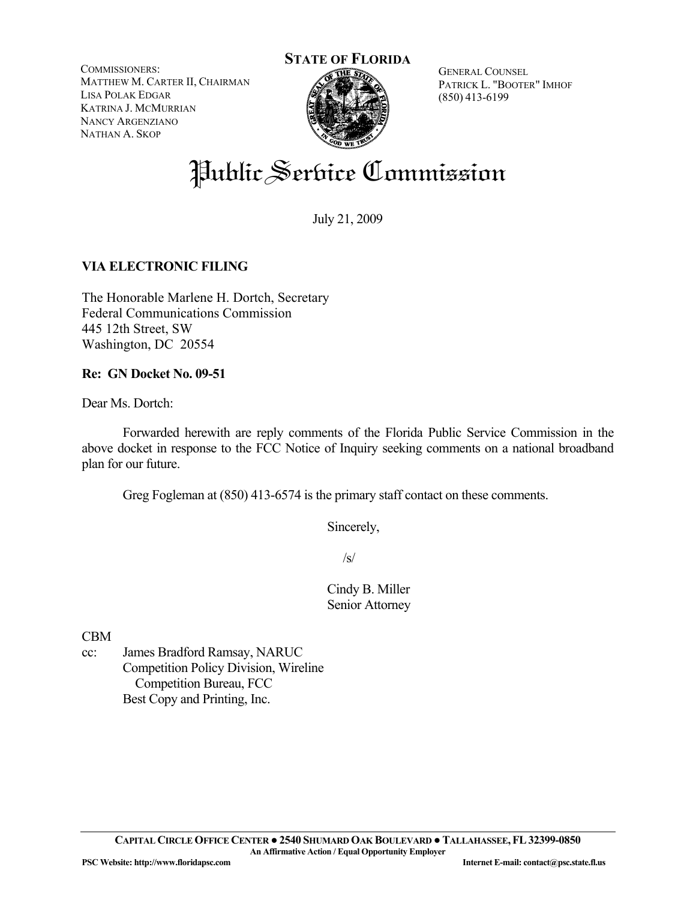COMMISSIONERS:
MATTHEW M. CARTER II, CHAIRMAN
LISA POLAK EDGAR
KATRINA J. MCMURRIAN
NANCY ARGENZIANO
NATHAN A. SKOP

**STATE OF FLORIDA**

GENERAL COUNSEL
PATRICK L. "BOOTER" IMHOF
(850) 413-6199

# Public Service Commission

July 21, 2009

**VIA ELECTRONIC FILING**

The Honorable Marlene H. Dortch, Secretary
Federal Communications Commission
445 12th Street, SW
Washington, DC 20554

**Re: GN Docket No. 09-51**

Dear Ms. Dortch:

Forwarded herewith are reply comments of the Florida Public Service Commission in the above docket in response to the FCC Notice of Inquiry seeking comments on a national broadband plan for our future.

Greg Fogleman at (850) 413-6574 is the primary staff contact on these comments.

Sincerely,

/s/

Cindy B. Miller
Senior Attorney

CBM

cc: James Bradford Ramsay, NARUC
Competition Policy Division, Wireline Competition Bureau, FCC
Best Copy and Printing, Inc.

CAPITAL CIRCLE OFFICE CENTER ● 2540 SHUMARD OAK BOULEVARD ● TALLAHASSEE, FL 32399-0850
An Affirmative Action / Equal Opportunity Employer
PSC Website: http://www.floridapsc.com Internet E-mail: contact@psc.state.fl.us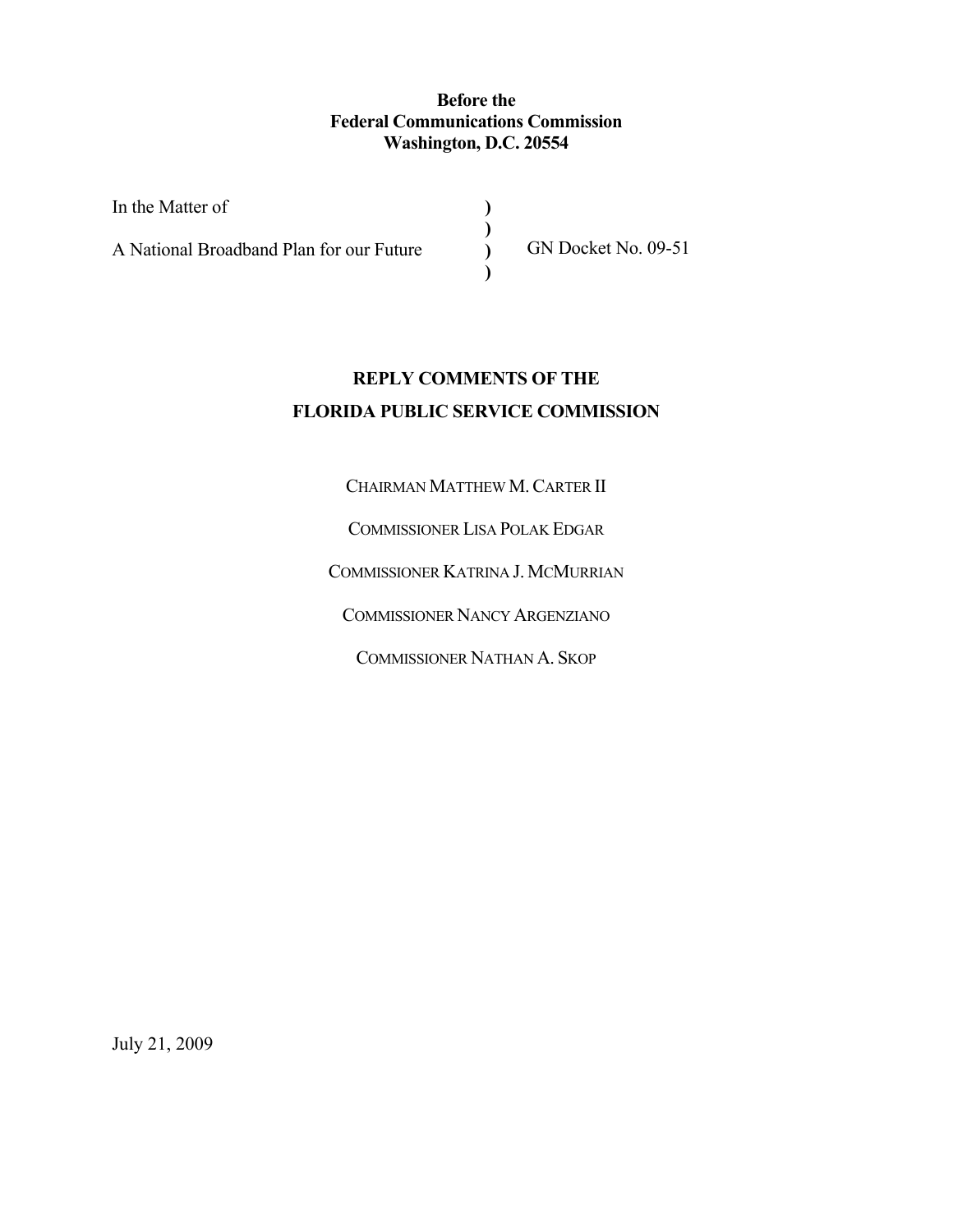**Before the**
**Federal Communications Commission**
**Washington, D.C. 20554**

| | | |
|---|---|---|
| In the Matter of | ) | |
| | ) | |
| A National Broadband Plan for our Future | ) | GN Docket No. 09-51 |
| | ) | |

## REPLY COMMENTS OF THE
## FLORIDA PUBLIC SERVICE COMMISSION

CHAIRMAN MATTHEW M. CARTER II

COMMISSIONER LISA POLAK EDGAR

COMMISSIONER KATRINA J. MCMURRIAN

COMMISSIONER NANCY ARGENZIANO

COMMISSIONER NATHAN A. SKOP

July 21, 2009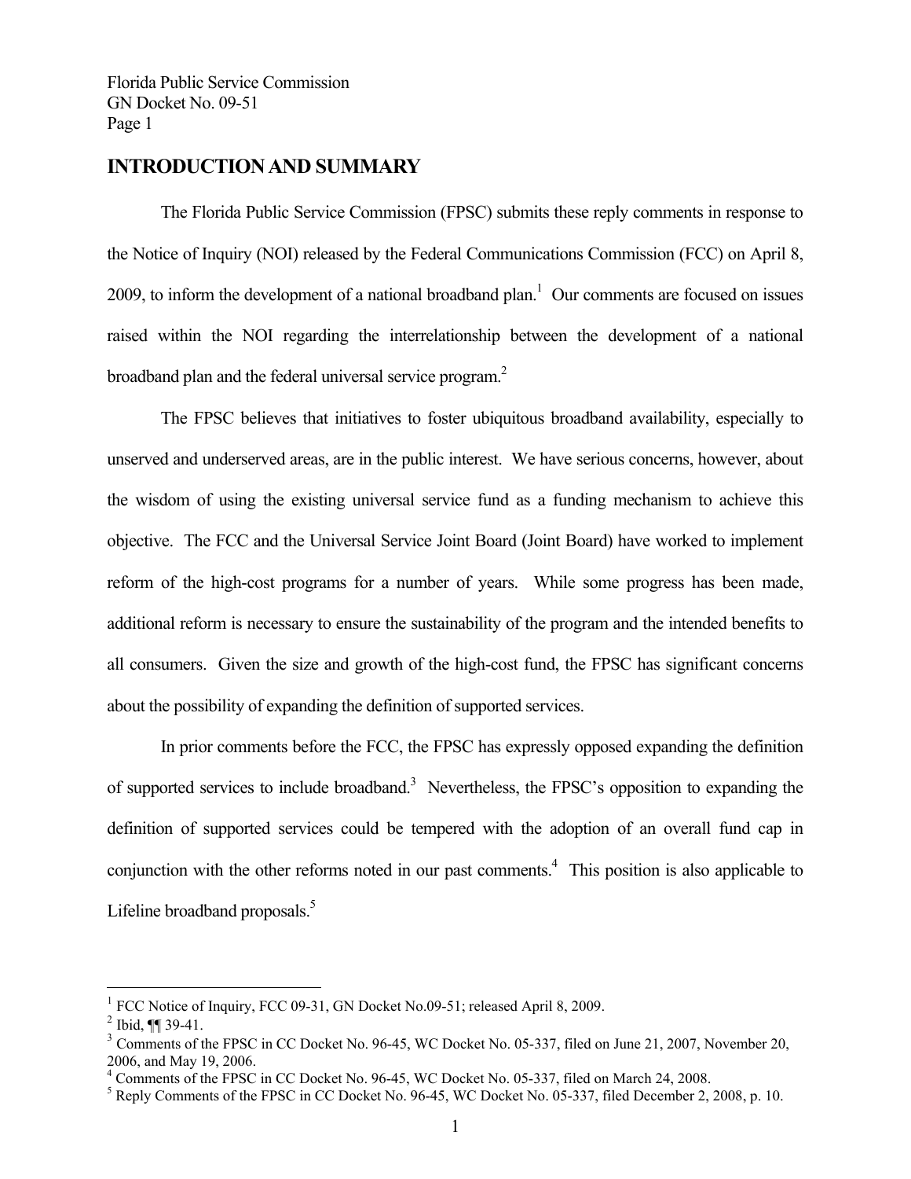## INTRODUCTION AND SUMMARY

The Florida Public Service Commission (FPSC) submits these reply comments in response to the Notice of Inquiry (NOI) released by the Federal Communications Commission (FCC) on April 8, 2009, to inform the development of a national broadband plan.[1] Our comments are focused on issues raised within the NOI regarding the interrelationship between the development of a national broadband plan and the federal universal service program.[2]

The FPSC believes that initiatives to foster ubiquitous broadband availability, especially to unserved and underserved areas, are in the public interest. We have serious concerns, however, about the wisdom of using the existing universal service fund as a funding mechanism to achieve this objective. The FCC and the Universal Service Joint Board (Joint Board) have worked to implement reform of the high-cost programs for a number of years. While some progress has been made, additional reform is necessary to ensure the sustainability of the program and the intended benefits to all consumers. Given the size and growth of the high-cost fund, the FPSC has significant concerns about the possibility of expanding the definition of supported services.

In prior comments before the FCC, the FPSC has expressly opposed expanding the definition of supported services to include broadband.[3] Nevertheless, the FPSC's opposition to expanding the definition of supported services could be tempered with the adoption of an overall fund cap in conjunction with the other reforms noted in our past comments.[4] This position is also applicable to Lifeline broadband proposals.[5]

---

[1] FCC Notice of Inquiry, FCC 09-31, GN Docket No.09-51; released April 8, 2009.

[2] Ibid, ¶¶ 39-41.

[3] Comments of the FPSC in CC Docket No. 96-45, WC Docket No. 05-337, filed on June 21, 2007, November 20, 2006, and May 19, 2006.

[4] Comments of the FPSC in CC Docket No. 96-45, WC Docket No. 05-337, filed on March 24, 2008.

[5] Reply Comments of the FPSC in CC Docket No. 96-45, WC Docket No. 05-337, filed December 2, 2008, p. 10.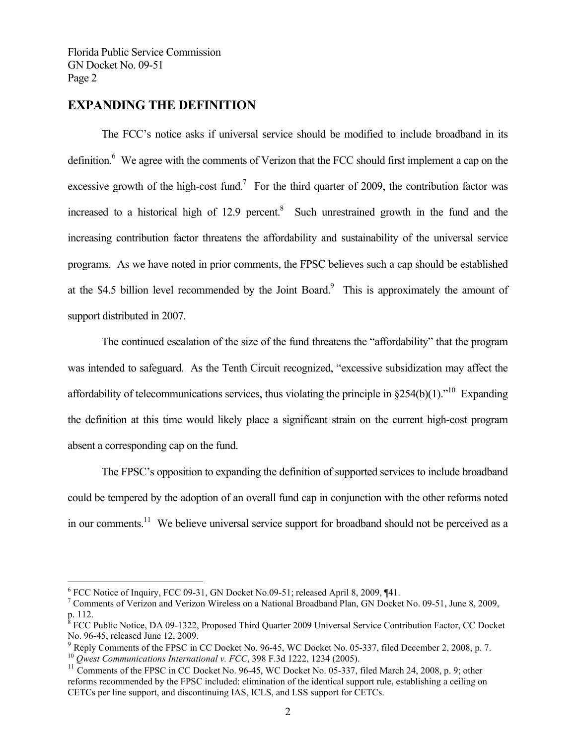## EXPANDING THE DEFINITION

The FCC's notice asks if universal service should be modified to include broadband in its definition.[6] We agree with the comments of Verizon that the FCC should first implement a cap on the excessive growth of the high-cost fund.[7] For the third quarter of 2009, the contribution factor was increased to a historical high of 12.9 percent.[8] Such unrestrained growth in the fund and the increasing contribution factor threatens the affordability and sustainability of the universal service programs. As we have noted in prior comments, the FPSC believes such a cap should be established at the $4.5 billion level recommended by the Joint Board.[9] This is approximately the amount of support distributed in 2007.

The continued escalation of the size of the fund threatens the "affordability" that the program was intended to safeguard. As the Tenth Circuit recognized, "excessive subsidization may affect the affordability of telecommunications services, thus violating the principle in §254(b)(1)."[10] Expanding the definition at this time would likely place a significant strain on the current high-cost program absent a corresponding cap on the fund.

The FPSC's opposition to expanding the definition of supported services to include broadband could be tempered by the adoption of an overall fund cap in conjunction with the other reforms noted in our comments.[11] We believe universal service support for broadband should not be perceived as a

---

[6] FCC Notice of Inquiry, FCC 09-31, GN Docket No.09-51; released April 8, 2009, ¶41.

[7] Comments of Verizon and Verizon Wireless on a National Broadband Plan, GN Docket No. 09-51, June 8, 2009, p. 112.

[8] FCC Public Notice, DA 09-1322, Proposed Third Quarter 2009 Universal Service Contribution Factor, CC Docket No. 96-45, released June 12, 2009.

[9] Reply Comments of the FPSC in CC Docket No. 96-45, WC Docket No. 05-337, filed December 2, 2008, p. 7.

[10] *Qwest Communications International v. FCC*, 398 F.3d 1222, 1234 (2005).

[11] Comments of the FPSC in CC Docket No. 96-45, WC Docket No. 05-337, filed March 24, 2008, p. 9; other reforms recommended by the FPSC included: elimination of the identical support rule, establishing a ceiling on CETCs per line support, and discontinuing IAS, ICLS, and LSS support for CETCs.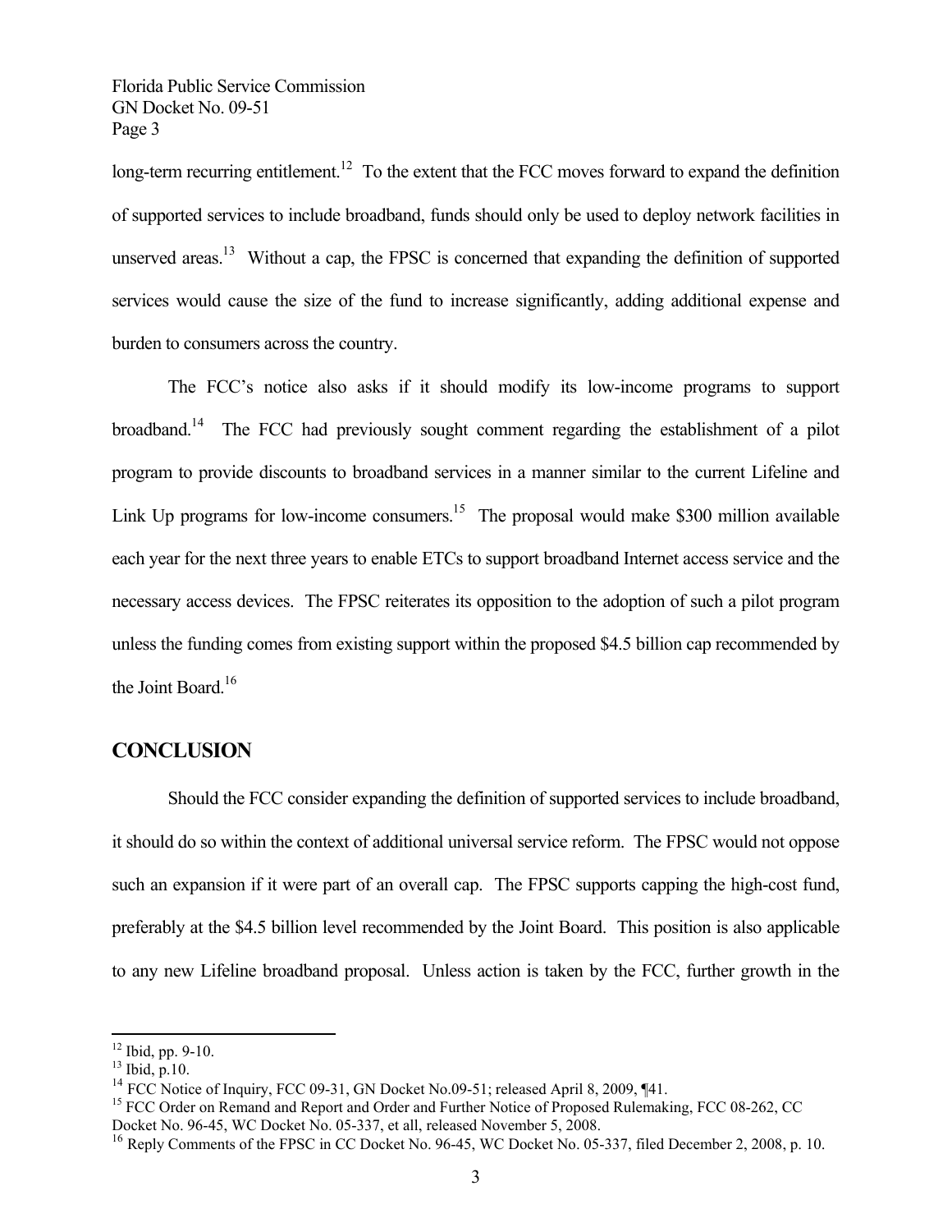long-term recurring entitlement.[12] To the extent that the FCC moves forward to expand the definition of supported services to include broadband, funds should only be used to deploy network facilities in unserved areas.[13] Without a cap, the FPSC is concerned that expanding the definition of supported services would cause the size of the fund to increase significantly, adding additional expense and burden to consumers across the country.

The FCC's notice also asks if it should modify its low-income programs to support broadband.[14] The FCC had previously sought comment regarding the establishment of a pilot program to provide discounts to broadband services in a manner similar to the current Lifeline and Link Up programs for low-income consumers.[15] The proposal would make $300 million available each year for the next three years to enable ETCs to support broadband Internet access service and the necessary access devices. The FPSC reiterates its opposition to the adoption of such a pilot program unless the funding comes from existing support within the proposed $4.5 billion cap recommended by the Joint Board.[16]

## CONCLUSION

Should the FCC consider expanding the definition of supported services to include broadband, it should do so within the context of additional universal service reform. The FPSC would not oppose such an expansion if it were part of an overall cap. The FPSC supports capping the high-cost fund, preferably at the $4.5 billion level recommended by the Joint Board. This position is also applicable to any new Lifeline broadband proposal. Unless action is taken by the FCC, further growth in the

---

[12] Ibid, pp. 9-10.

[13] Ibid, p.10.

[14] FCC Notice of Inquiry, FCC 09-31, GN Docket No.09-51; released April 8, 2009, ¶41.

[15] FCC Order on Remand and Report and Order and Further Notice of Proposed Rulemaking, FCC 08-262, CC Docket No. 96-45, WC Docket No. 05-337, et all, released November 5, 2008.

[16] Reply Comments of the FPSC in CC Docket No. 96-45, WC Docket No. 05-337, filed December 2, 2008, p. 10.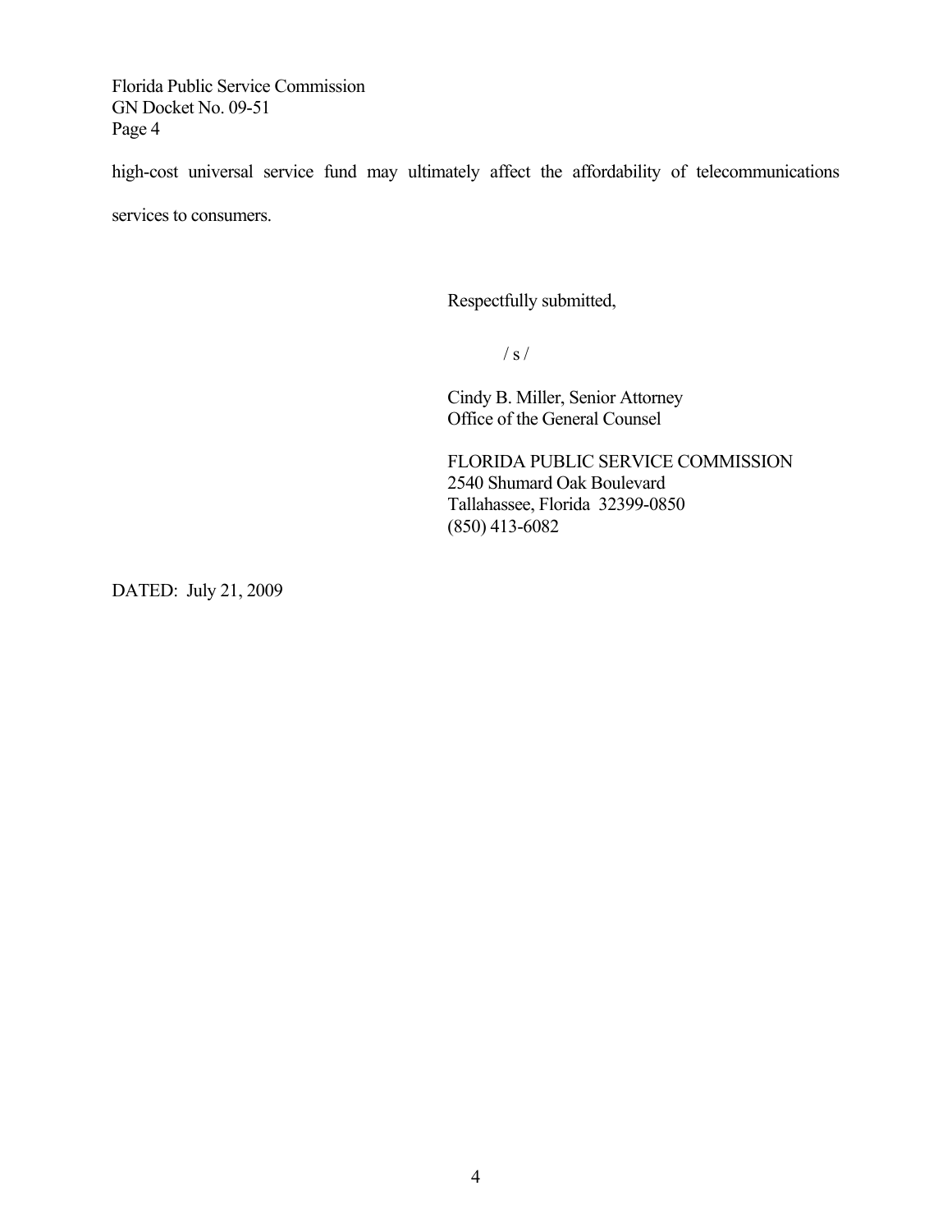high-cost universal service fund may ultimately affect the affordability of telecommunications services to consumers.

Respectfully submitted,

/ s /

Cindy B. Miller, Senior Attorney
Office of the General Counsel

FLORIDA PUBLIC SERVICE COMMISSION
2540 Shumard Oak Boulevard
Tallahassee, Florida 32399-0850
(850) 413-6082

DATED: July 21, 2009